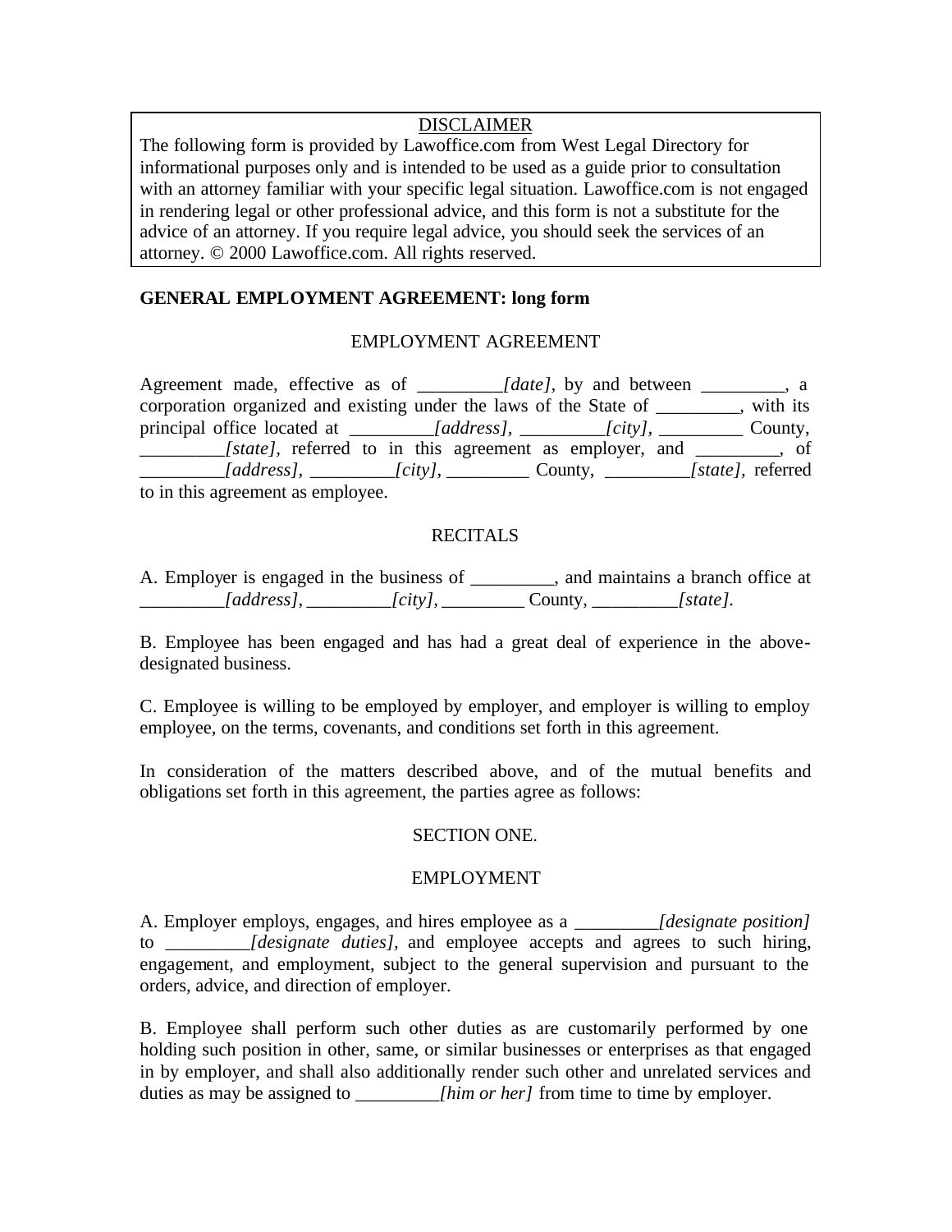DISCLAIMER

The following form is provided by Lawoffice.com from West Legal Directory for informational purposes only and is intended to be used as a guide prior to consultation with an attorney familiar with your specific legal situation. Lawoffice.com is not engaged in rendering legal or other professional advice, and this form is not a substitute for the advice of an attorney. If you require legal advice, you should seek the services of an attorney. © 2000 Lawoffice.com. All rights reserved.

**GENERAL EMPLOYMENT AGREEMENT: long form**

EMPLOYMENT AGREEMENT

Agreement made, effective as of _________*[date]*, by and between _________, a corporation organized and existing under the laws of the State of _________, with its principal office located at _________*[address]*, _________*[city]*, _________ County, _________*[state]*, referred to in this agreement as employer, and _________, of _________*[address]*, _________*[city]*, _________ County, _________*[state]*, referred to in this agreement as employee.

RECITALS

A. Employer is engaged in the business of _________, and maintains a branch office at _________*[address]*, _________*[city]*, _________ County, _________*[state]*.

B. Employee has been engaged and has had a great deal of experience in the above-designated business.

C. Employee is willing to be employed by employer, and employer is willing to employ employee, on the terms, covenants, and conditions set forth in this agreement.

In consideration of the matters described above, and of the mutual benefits and obligations set forth in this agreement, the parties agree as follows:

SECTION ONE.

EMPLOYMENT

A. Employer employs, engages, and hires employee as a _________*[designate position]* to _________*[designate duties]*, and employee accepts and agrees to such hiring, engagement, and employment, subject to the general supervision and pursuant to the orders, advice, and direction of employer.

B. Employee shall perform such other duties as are customarily performed by one holding such position in other, same, or similar businesses or enterprises as that engaged in by employer, and shall also additionally render such other and unrelated services and duties as may be assigned to _________*[him or her]* from time to time by employer.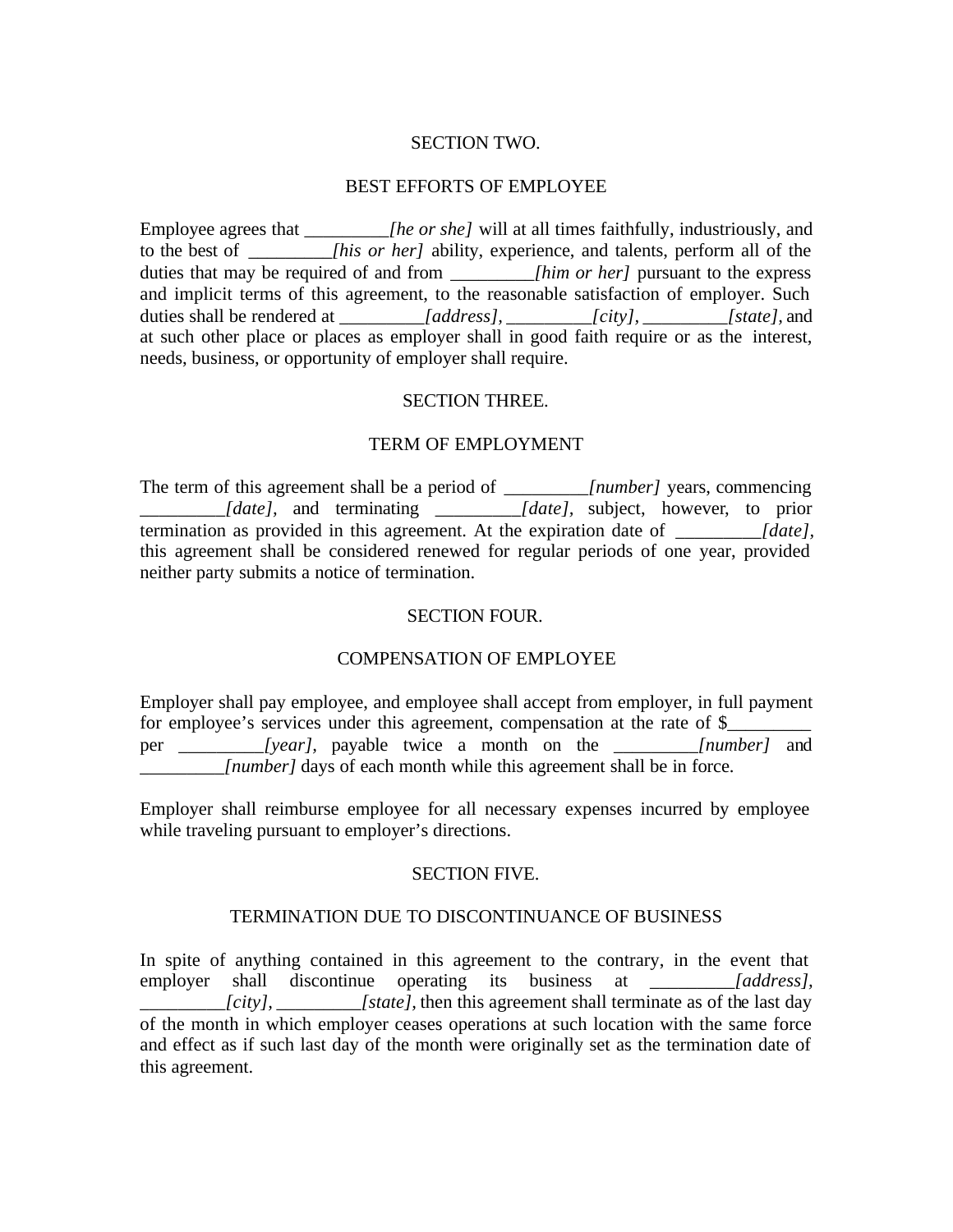## SECTION TWO.

## BEST EFFORTS OF EMPLOYEE

Employee agrees that _________*[he or she]* will at all times faithfully, industriously, and to the best of _________*[his or her]* ability, experience, and talents, perform all of the duties that may be required of and from _________*[him or her]* pursuant to the express and implicit terms of this agreement, to the reasonable satisfaction of employer. Such duties shall be rendered at _________*[address]*, _________*[city]*, _________*[state]*, and at such other place or places as employer shall in good faith require or as the interest, needs, business, or opportunity of employer shall require.

## SECTION THREE.

## TERM OF EMPLOYMENT

The term of this agreement shall be a period of _________*[number]* years, commencing _________*[date]*, and terminating _________*[date]*, subject, however, to prior termination as provided in this agreement. At the expiration date of _________*[date]*, this agreement shall be considered renewed for regular periods of one year, provided neither party submits a notice of termination.

## SECTION FOUR.

## COMPENSATION OF EMPLOYEE

Employer shall pay employee, and employee shall accept from employer, in full payment for employee's services under this agreement, compensation at the rate of $_________ per _________*[year]*, payable twice a month on the _________*[number]* and _________*[number]* days of each month while this agreement shall be in force.

Employer shall reimburse employee for all necessary expenses incurred by employee while traveling pursuant to employer's directions.

## SECTION FIVE.

## TERMINATION DUE TO DISCONTINUANCE OF BUSINESS

In spite of anything contained in this agreement to the contrary, in the event that employer shall discontinue operating its business at _________*[address]*, _________*[city]*, _________*[state]*, then this agreement shall terminate as of the last day of the month in which employer ceases operations at such location with the same force and effect as if such last day of the month were originally set as the termination date of this agreement.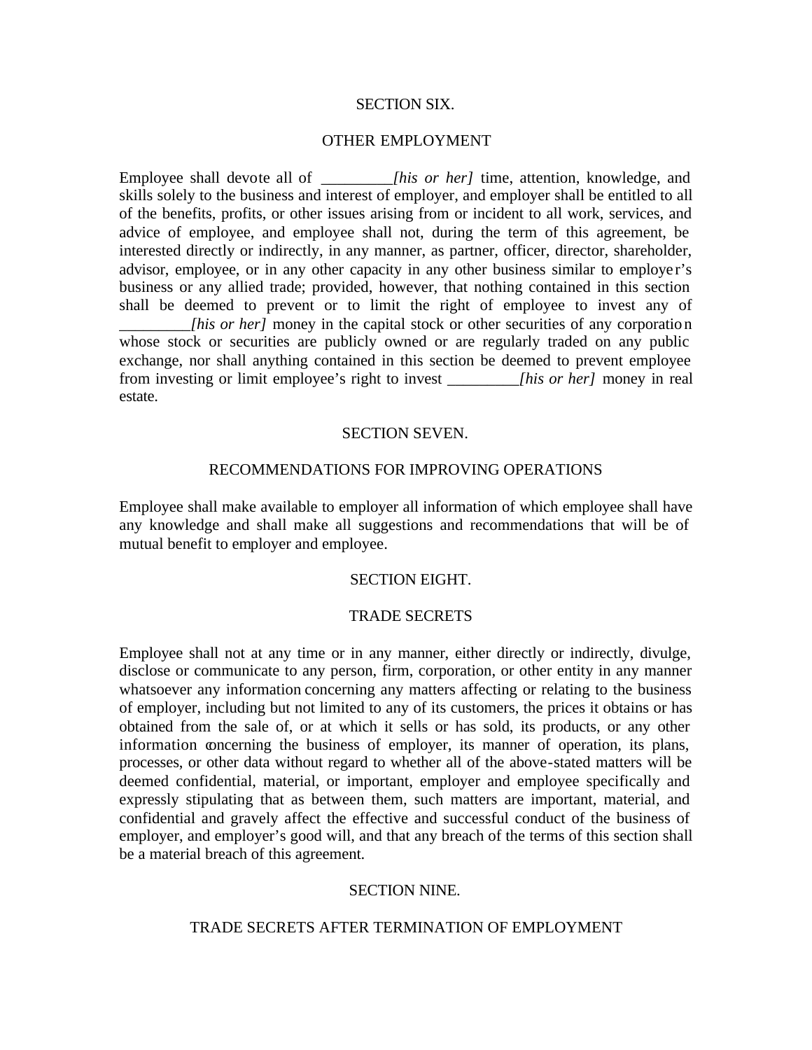## SECTION SIX.

## OTHER EMPLOYMENT

Employee shall devote all of _________*[his or her]* time, attention, knowledge, and skills solely to the business and interest of employer, and employer shall be entitled to all of the benefits, profits, or other issues arising from or incident to all work, services, and advice of employee, and employee shall not, during the term of this agreement, be interested directly or indirectly, in any manner, as partner, officer, director, shareholder, advisor, employee, or in any other capacity in any other business similar to employer's business or any allied trade; provided, however, that nothing contained in this section shall be deemed to prevent or to limit the right of employee to invest any of _________*[his or her]* money in the capital stock or other securities of any corporation whose stock or securities are publicly owned or are regularly traded on any public exchange, nor shall anything contained in this section be deemed to prevent employee from investing or limit employee's right to invest _________*[his or her]* money in real estate.

## SECTION SEVEN.

## RECOMMENDATIONS FOR IMPROVING OPERATIONS

Employee shall make available to employer all information of which employee shall have any knowledge and shall make all suggestions and recommendations that will be of mutual benefit to employer and employee.

## SECTION EIGHT.

## TRADE SECRETS

Employee shall not at any time or in any manner, either directly or indirectly, divulge, disclose or communicate to any person, firm, corporation, or other entity in any manner whatsoever any information concerning any matters affecting or relating to the business of employer, including but not limited to any of its customers, the prices it obtains or has obtained from the sale of, or at which it sells or has sold, its products, or any other information concerning the business of employer, its manner of operation, its plans, processes, or other data without regard to whether all of the above-stated matters will be deemed confidential, material, or important, employer and employee specifically and expressly stipulating that as between them, such matters are important, material, and confidential and gravely affect the effective and successful conduct of the business of employer, and employer's good will, and that any breach of the terms of this section shall be a material breach of this agreement.

## SECTION NINE.

## TRADE SECRETS AFTER TERMINATION OF EMPLOYMENT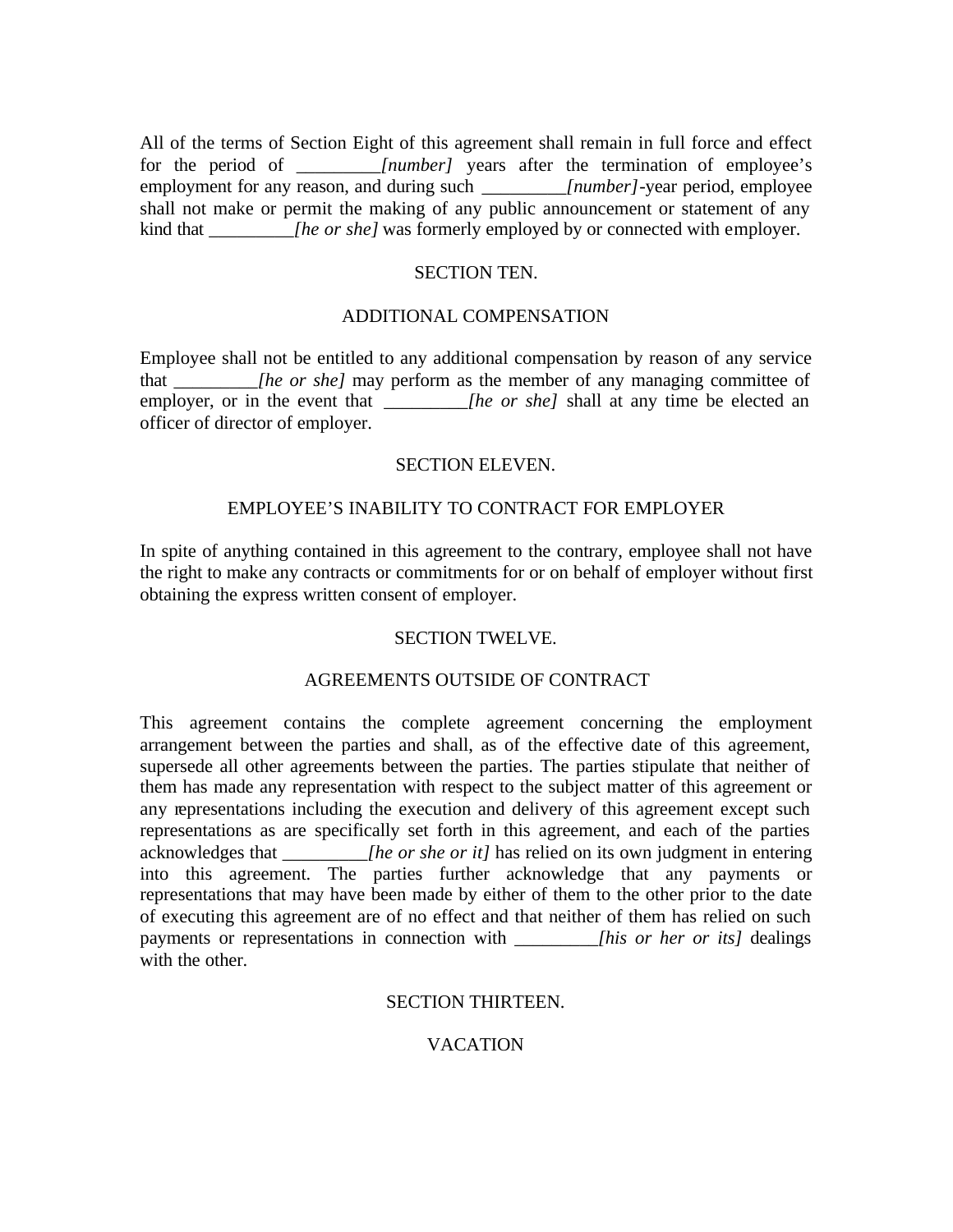All of the terms of Section Eight of this agreement shall remain in full force and effect for the period of _________*[number]* years after the termination of employee's employment for any reason, and during such _________*[number]*-year period, employee shall not make or permit the making of any public announcement or statement of any kind that _________*[he or she]* was formerly employed by or connected with employer.

## SECTION TEN.

## ADDITIONAL COMPENSATION

Employee shall not be entitled to any additional compensation by reason of any service that _________*[he or she]* may perform as the member of any managing committee of employer, or in the event that _________*[he or she]* shall at any time be elected an officer of director of employer.

## SECTION ELEVEN.

## EMPLOYEE'S INABILITY TO CONTRACT FOR EMPLOYER

In spite of anything contained in this agreement to the contrary, employee shall not have the right to make any contracts or commitments for or on behalf of employer without first obtaining the express written consent of employer.

## SECTION TWELVE.

## AGREEMENTS OUTSIDE OF CONTRACT

This agreement contains the complete agreement concerning the employment arrangement between the parties and shall, as of the effective date of this agreement, supersede all other agreements between the parties. The parties stipulate that neither of them has made any representation with respect to the subject matter of this agreement or any representations including the execution and delivery of this agreement except such representations as are specifically set forth in this agreement, and each of the parties acknowledges that _________*[he or she or it]* has relied on its own judgment in entering into this agreement. The parties further acknowledge that any payments or representations that may have been made by either of them to the other prior to the date of executing this agreement are of no effect and that neither of them has relied on such payments or representations in connection with _________*[his or her or its]* dealings with the other.

## SECTION THIRTEEN.

## VACATION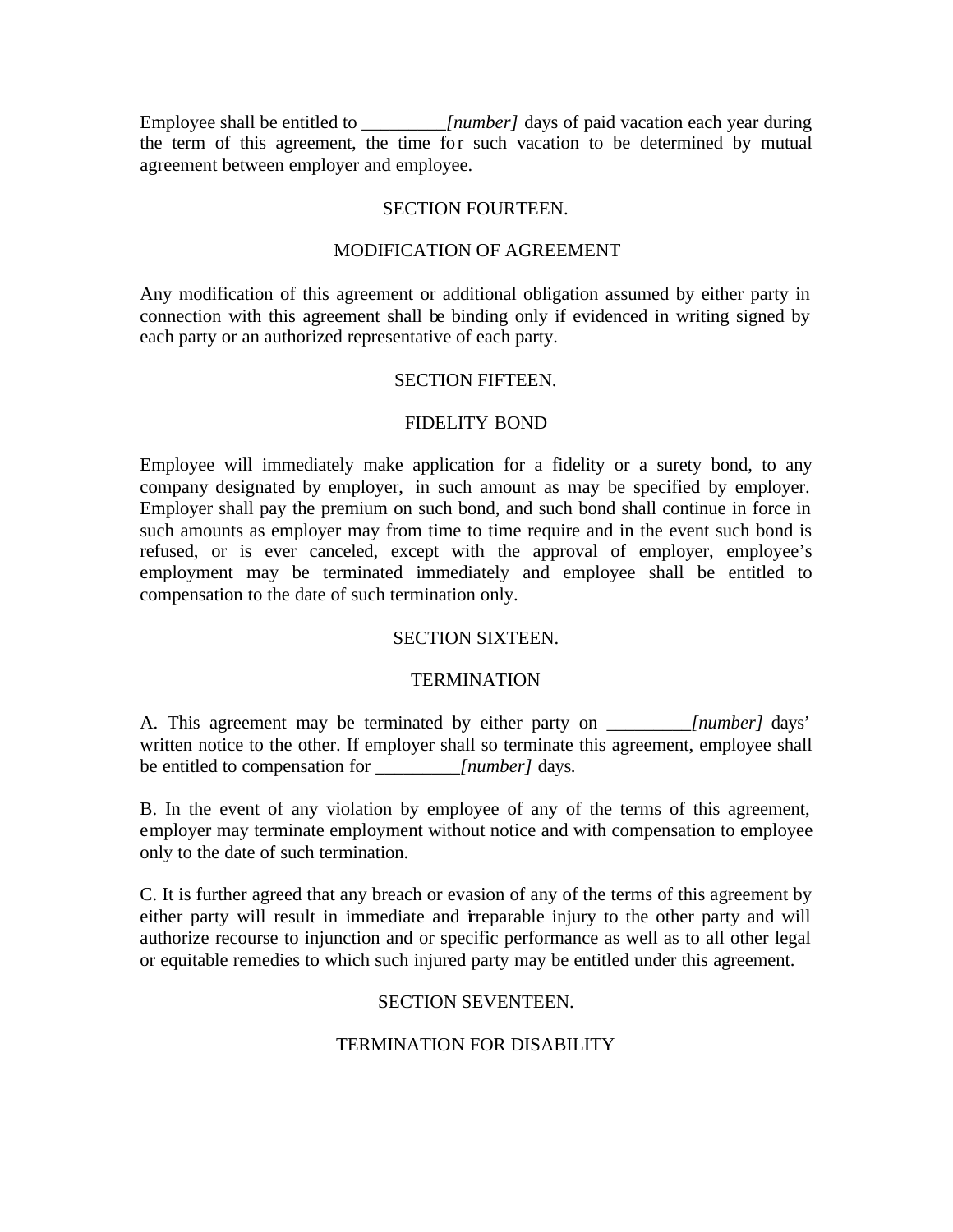Employee shall be entitled to _________*[number]* days of paid vacation each year during the term of this agreement, the time for such vacation to be determined by mutual agreement between employer and employee.

## SECTION FOURTEEN.

## MODIFICATION OF AGREEMENT

Any modification of this agreement or additional obligation assumed by either party in connection with this agreement shall be binding only if evidenced in writing signed by each party or an authorized representative of each party.

## SECTION FIFTEEN.

## FIDELITY BOND

Employee will immediately make application for a fidelity or a surety bond, to any company designated by employer, in such amount as may be specified by employer. Employer shall pay the premium on such bond, and such bond shall continue in force in such amounts as employer may from time to time require and in the event such bond is refused, or is ever canceled, except with the approval of employer, employee's employment may be terminated immediately and employee shall be entitled to compensation to the date of such termination only.

## SECTION SIXTEEN.

## TERMINATION

A. This agreement may be terminated by either party on _________*[number]* days' written notice to the other. If employer shall so terminate this agreement, employee shall be entitled to compensation for _________*[number]* days.

B. In the event of any violation by employee of any of the terms of this agreement, employer may terminate employment without notice and with compensation to employee only to the date of such termination.

C. It is further agreed that any breach or evasion of any of the terms of this agreement by either party will result in immediate and irreparable injury to the other party and will authorize recourse to injunction and or specific performance as well as to all other legal or equitable remedies to which such injured party may be entitled under this agreement.

## SECTION SEVENTEEN.

## TERMINATION FOR DISABILITY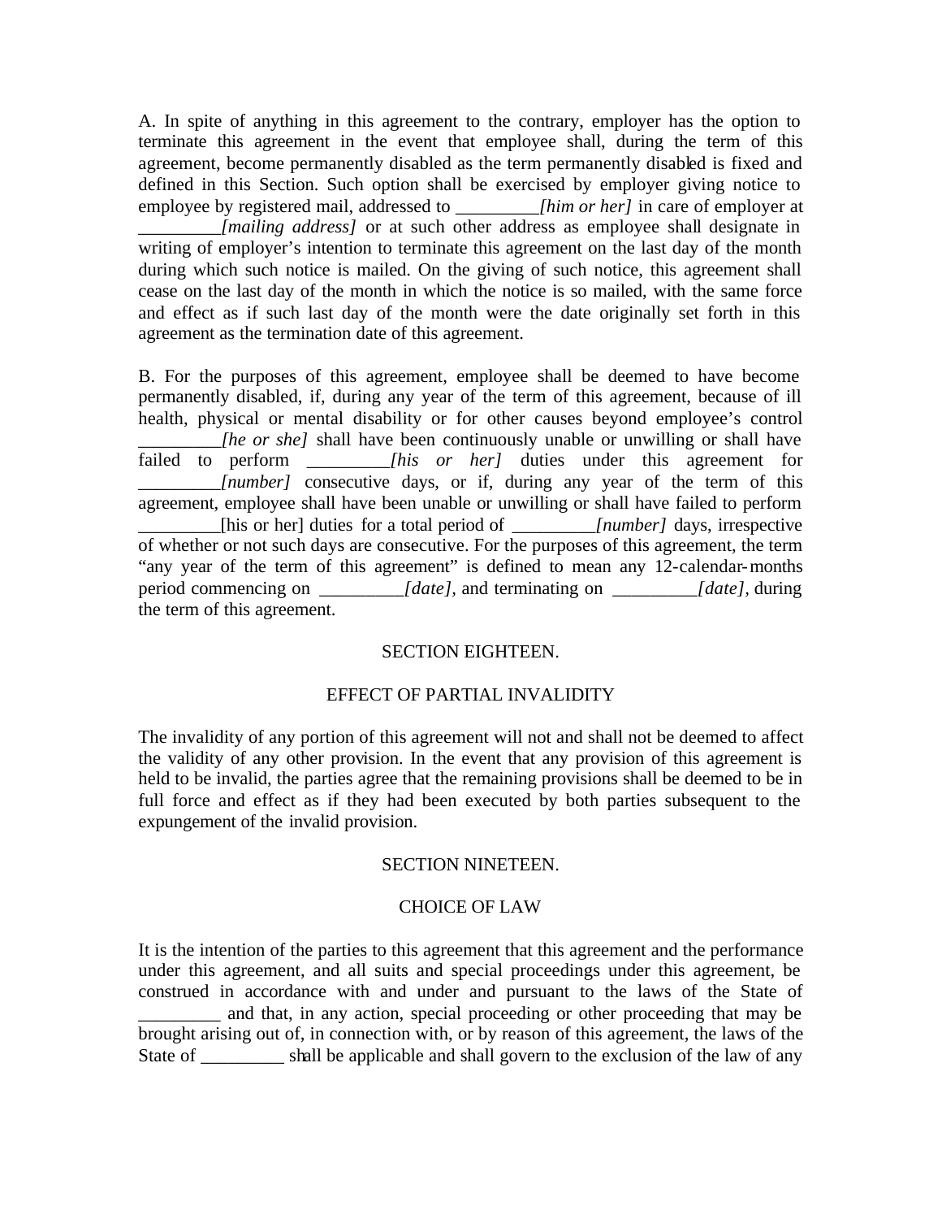A. In spite of anything in this agreement to the contrary, employer has the option to terminate this agreement in the event that employee shall, during the term of this agreement, become permanently disabled as the term permanently disabled is fixed and defined in this Section. Such option shall be exercised by employer giving notice to employee by registered mail, addressed to _________*[him or her]* in care of employer at _________*[mailing address]* or at such other address as employee shall designate in writing of employer's intention to terminate this agreement on the last day of the month during which such notice is mailed. On the giving of such notice, this agreement shall cease on the last day of the month in which the notice is so mailed, with the same force and effect as if such last day of the month were the date originally set forth in this agreement as the termination date of this agreement.

B. For the purposes of this agreement, employee shall be deemed to have become permanently disabled, if, during any year of the term of this agreement, because of ill health, physical or mental disability or for other causes beyond employee's control _________*[he or she]* shall have been continuously unable or unwilling or shall have failed to perform _________*[his or her]* duties under this agreement for _________*[number]* consecutive days, or if, during any year of the term of this agreement, employee shall have been unable or unwilling or shall have failed to perform _________[his or her] duties for a total period of _________*[number]* days, irrespective of whether or not such days are consecutive. For the purposes of this agreement, the term "any year of the term of this agreement" is defined to mean any 12-calendar-months period commencing on _________*[date]*, and terminating on _________*[date]*, during the term of this agreement.

## SECTION EIGHTEEN.

## EFFECT OF PARTIAL INVALIDITY

The invalidity of any portion of this agreement will not and shall not be deemed to affect the validity of any other provision. In the event that any provision of this agreement is held to be invalid, the parties agree that the remaining provisions shall be deemed to be in full force and effect as if they had been executed by both parties subsequent to the expungement of the invalid provision.

## SECTION NINETEEN.

## CHOICE OF LAW

It is the intention of the parties to this agreement that this agreement and the performance under this agreement, and all suits and special proceedings under this agreement, be construed in accordance with and under and pursuant to the laws of the State of _________ and that, in any action, special proceeding or other proceeding that may be brought arising out of, in connection with, or by reason of this agreement, the laws of the State of _________ shall be applicable and shall govern to the exclusion of the law of any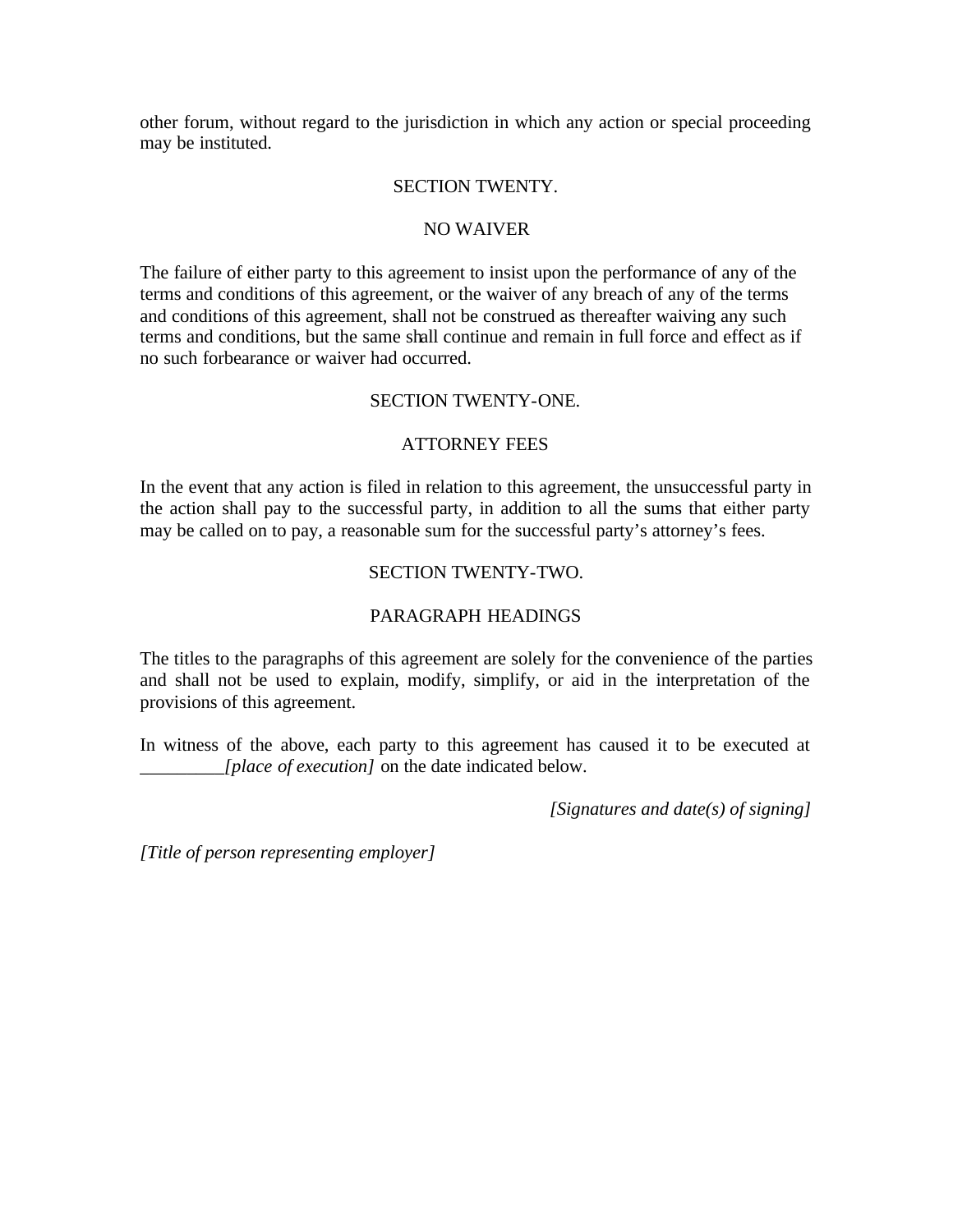other forum, without regard to the jurisdiction in which any action or special proceeding may be instituted.

## SECTION TWENTY.

## NO WAIVER

The failure of either party to this agreement to insist upon the performance of any of the terms and conditions of this agreement, or the waiver of any breach of any of the terms and conditions of this agreement, shall not be construed as thereafter waiving any such terms and conditions, but the same shall continue and remain in full force and effect as if no such forbearance or waiver had occurred.

## SECTION TWENTY-ONE.

## ATTORNEY FEES

In the event that any action is filed in relation to this agreement, the unsuccessful party in the action shall pay to the successful party, in addition to all the sums that either party may be called on to pay, a reasonable sum for the successful party's attorney's fees.

## SECTION TWENTY-TWO.

## PARAGRAPH HEADINGS

The titles to the paragraphs of this agreement are solely for the convenience of the parties and shall not be used to explain, modify, simplify, or aid in the interpretation of the provisions of this agreement.

In witness of the above, each party to this agreement has caused it to be executed at _________*[place of execution]* on the date indicated below.

*[Signatures and date(s) of signing]*

*[Title of person representing employer]*